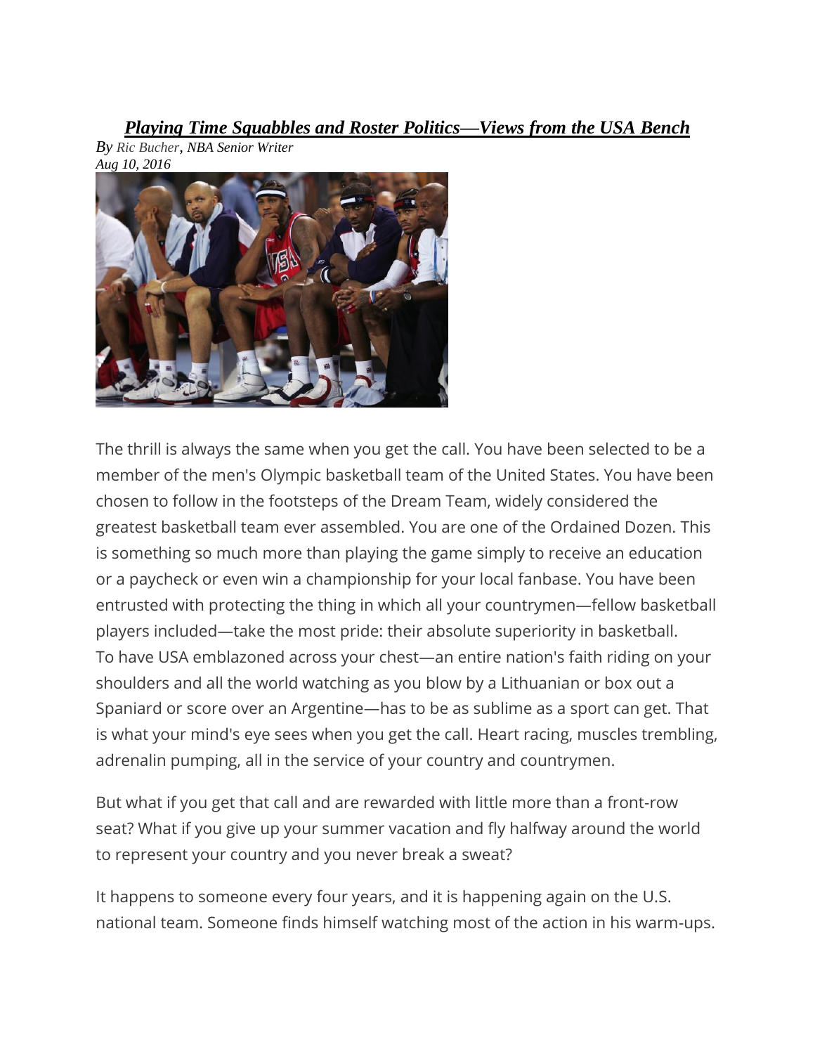# *Playing Time Squabbles and Roster Politics—Views from the USA Bench*

*By Ric Bucher, NBA Senior Writer*
*Aug 10, 2016*

The thrill is always the same when you get the call. You have been selected to be a member of the men's Olympic basketball team of the United States. You have been chosen to follow in the footsteps of the Dream Team, widely considered the greatest basketball team ever assembled. You are one of the Ordained Dozen. This is something so much more than playing the game simply to receive an education or a paycheck or even win a championship for your local fanbase. You have been entrusted with protecting the thing in which all your countrymen—fellow basketball players included—take the most pride: their absolute superiority in basketball. To have USA emblazoned across your chest—an entire nation's faith riding on your shoulders and all the world watching as you blow by a Lithuanian or box out a Spaniard or score over an Argentine—has to be as sublime as a sport can get. That is what your mind's eye sees when you get the call. Heart racing, muscles trembling, adrenalin pumping, all in the service of your country and countrymen.

But what if you get that call and are rewarded with little more than a front-row seat? What if you give up your summer vacation and fly halfway around the world to represent your country and you never break a sweat?

It happens to someone every four years, and it is happening again on the U.S. national team. Someone finds himself watching most of the action in his warm-ups.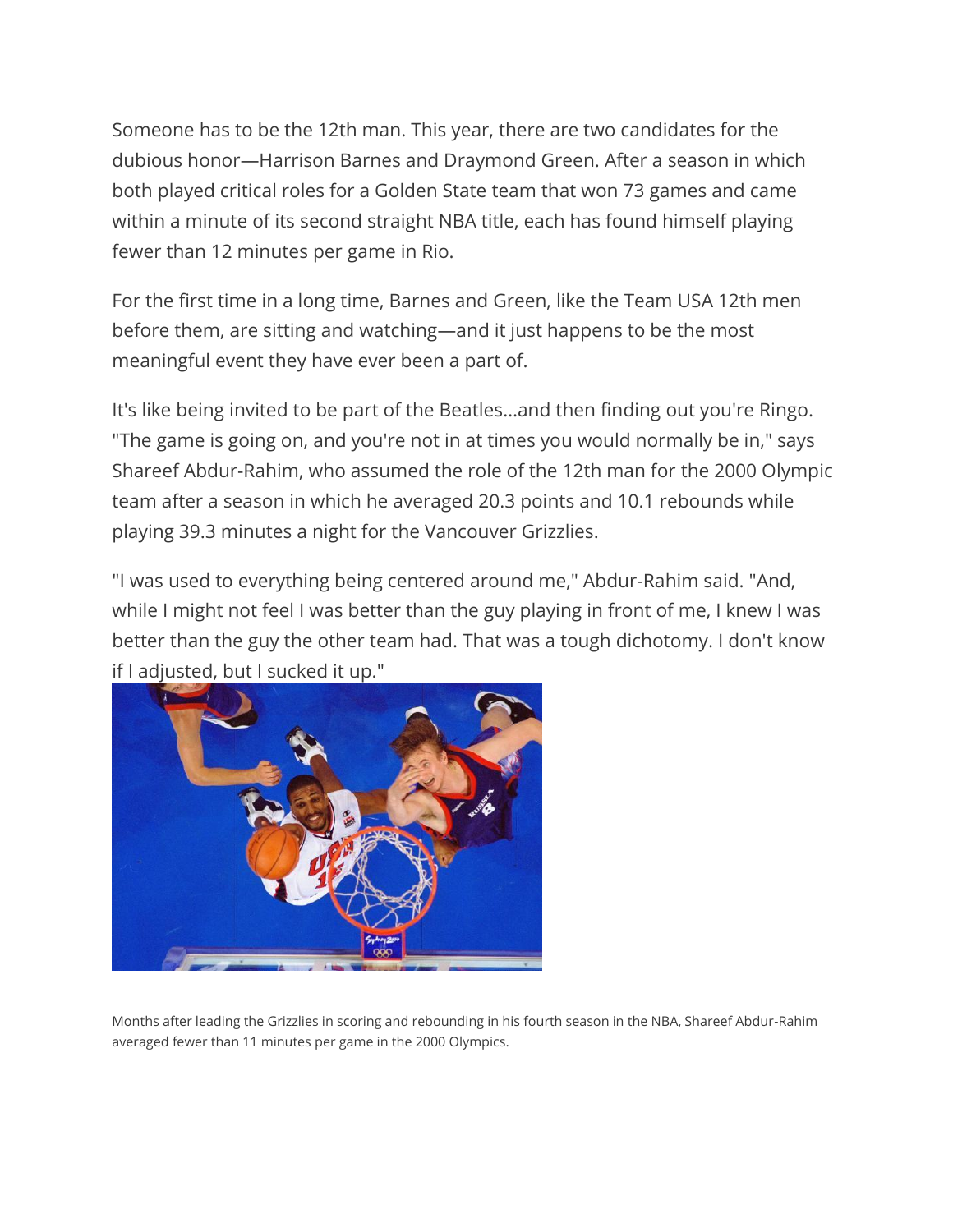Someone has to be the 12th man. This year, there are two candidates for the dubious honor—Harrison Barnes and Draymond Green. After a season in which both played critical roles for a Golden State team that won 73 games and came within a minute of its second straight NBA title, each has found himself playing fewer than 12 minutes per game in Rio.

For the first time in a long time, Barnes and Green, like the Team USA 12th men before them, are sitting and watching—and it just happens to be the most meaningful event they have ever been a part of.

It's like being invited to be part of the Beatles...and then finding out you're Ringo. "The game is going on, and you're not in at times you would normally be in," says Shareef Abdur-Rahim, who assumed the role of the 12th man for the 2000 Olympic team after a season in which he averaged 20.3 points and 10.1 rebounds while playing 39.3 minutes a night for the Vancouver Grizzlies.

"I was used to everything being centered around me," Abdur-Rahim said. "And, while I might not feel I was better than the guy playing in front of me, I knew I was better than the guy the other team had. That was a tough dichotomy. I don't know if I adjusted, but I sucked it up."

Months after leading the Grizzlies in scoring and rebounding in his fourth season in the NBA, Shareef Abdur-Rahim averaged fewer than 11 minutes per game in the 2000 Olympics.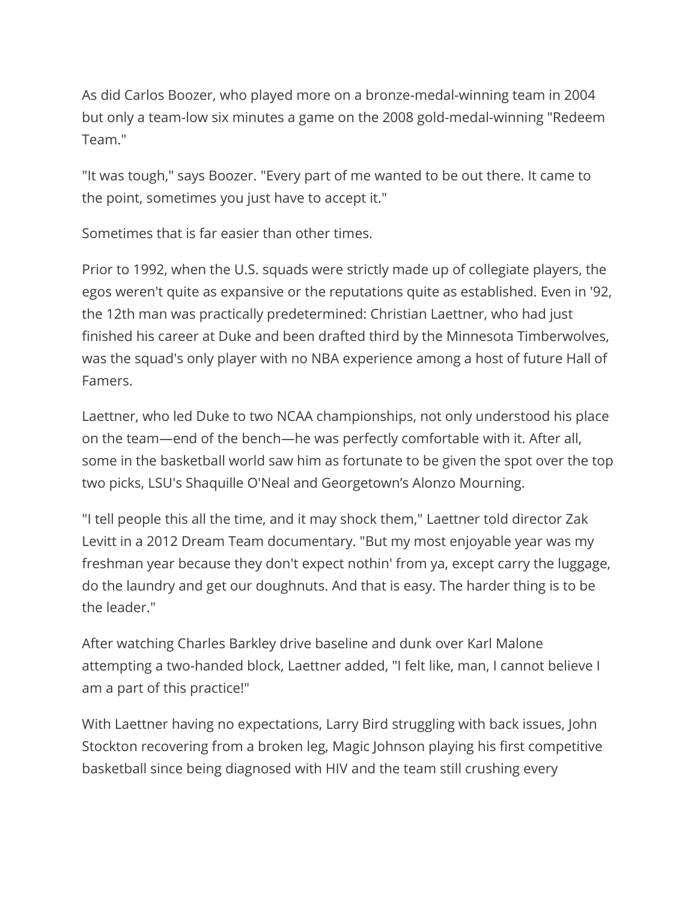As did Carlos Boozer, who played more on a bronze-medal-winning team in 2004 but only a team-low six minutes a game on the 2008 gold-medal-winning "Redeem Team."

"It was tough," says Boozer. "Every part of me wanted to be out there. It came to the point, sometimes you just have to accept it."

Sometimes that is far easier than other times.

Prior to 1992, when the U.S. squads were strictly made up of collegiate players, the egos weren't quite as expansive or the reputations quite as established. Even in '92, the 12th man was practically predetermined: Christian Laettner, who had just finished his career at Duke and been drafted third by the Minnesota Timberwolves, was the squad's only player with no NBA experience among a host of future Hall of Famers.

Laettner, who led Duke to two NCAA championships, not only understood his place on the team—end of the bench—he was perfectly comfortable with it. After all, some in the basketball world saw him as fortunate to be given the spot over the top two picks, LSU's Shaquille O'Neal and Georgetown's Alonzo Mourning.

"I tell people this all the time, and it may shock them," Laettner told director Zak Levitt in a 2012 Dream Team documentary. "But my most enjoyable year was my freshman year because they don't expect nothin' from ya, except carry the luggage, do the laundry and get our doughnuts. And that is easy. The harder thing is to be the leader."

After watching Charles Barkley drive baseline and dunk over Karl Malone attempting a two-handed block, Laettner added, "I felt like, man, I cannot believe I am a part of this practice!"

With Laettner having no expectations, Larry Bird struggling with back issues, John Stockton recovering from a broken leg, Magic Johnson playing his first competitive basketball since being diagnosed with HIV and the team still crushing every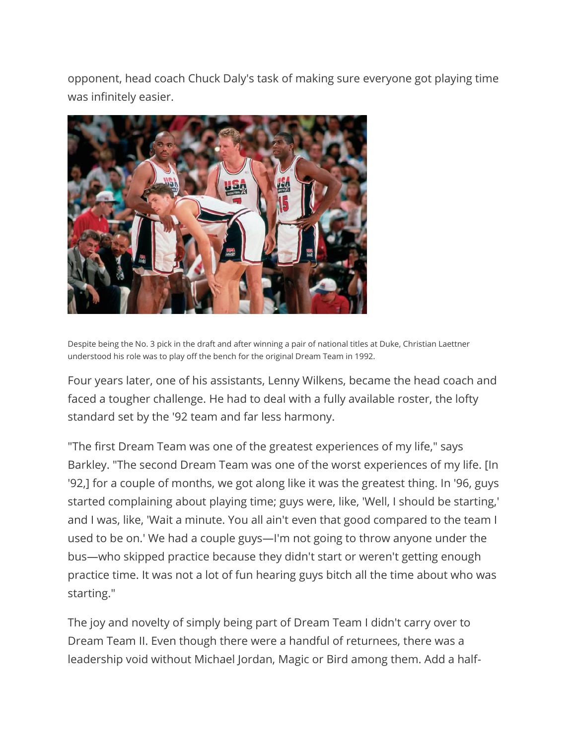opponent, head coach Chuck Daly's task of making sure everyone got playing time was infinitely easier.

Despite being the No. 3 pick in the draft and after winning a pair of national titles at Duke, Christian Laettner understood his role was to play off the bench for the original Dream Team in 1992.

Four years later, one of his assistants, Lenny Wilkens, became the head coach and faced a tougher challenge. He had to deal with a fully available roster, the lofty standard set by the '92 team and far less harmony.

"The first Dream Team was one of the greatest experiences of my life," says Barkley. "The second Dream Team was one of the worst experiences of my life. [In '92,] for a couple of months, we got along like it was the greatest thing. In '96, guys started complaining about playing time; guys were, like, 'Well, I should be starting,' and I was, like, 'Wait a minute. You all ain't even that good compared to the team I used to be on.' We had a couple guys—I'm not going to throw anyone under the bus—who skipped practice because they didn't start or weren't getting enough practice time. It was not a lot of fun hearing guys bitch all the time about who was starting."

The joy and novelty of simply being part of Dream Team I didn't carry over to Dream Team II. Even though there were a handful of returnees, there was a leadership void without Michael Jordan, Magic or Bird among them. Add a half-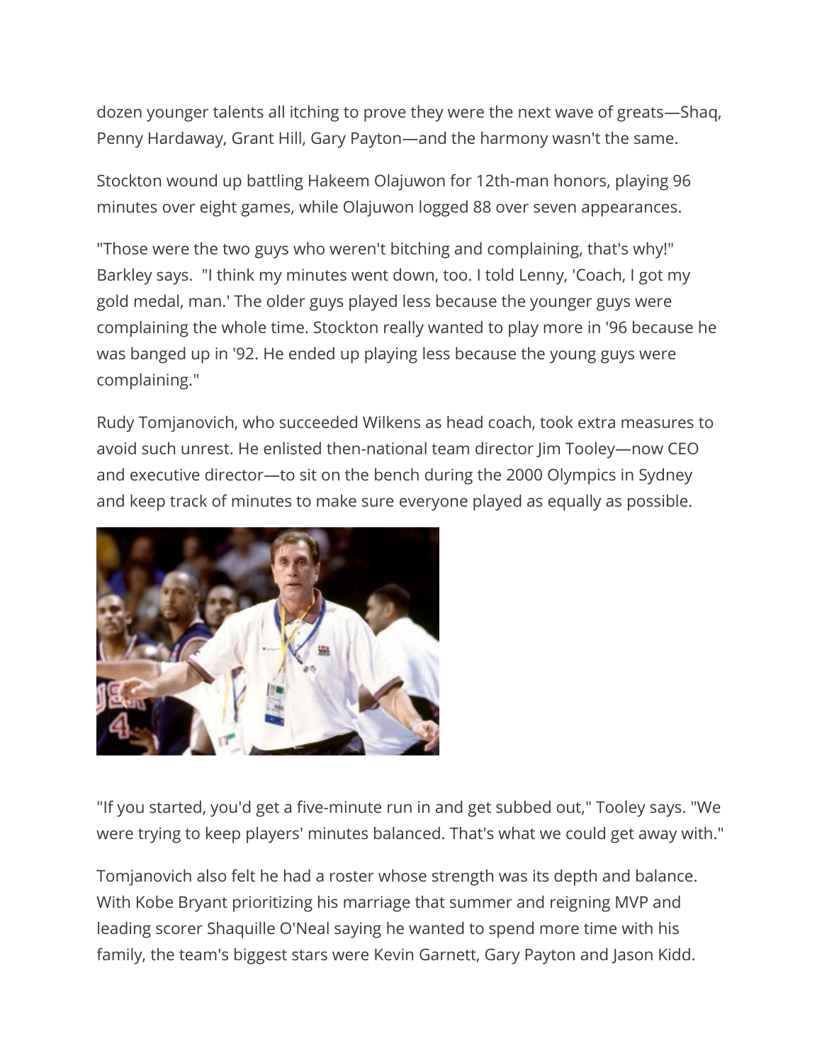dozen younger talents all itching to prove they were the next wave of greats—Shaq, Penny Hardaway, Grant Hill, Gary Payton—and the harmony wasn't the same.

Stockton wound up battling Hakeem Olajuwon for 12th-man honors, playing 96 minutes over eight games, while Olajuwon logged 88 over seven appearances.

"Those were the two guys who weren't bitching and complaining, that's why!" Barkley says. "I think my minutes went down, too. I told Lenny, 'Coach, I got my gold medal, man.' The older guys played less because the younger guys were complaining the whole time. Stockton really wanted to play more in '96 because he was banged up in '92. He ended up playing less because the young guys were complaining."

Rudy Tomjanovich, who succeeded Wilkens as head coach, took extra measures to avoid such unrest. He enlisted then-national team director Jim Tooley—now CEO and executive director—to sit on the bench during the 2000 Olympics in Sydney and keep track of minutes to make sure everyone played as equally as possible.

"If you started, you'd get a five-minute run in and get subbed out," Tooley says. "We were trying to keep players' minutes balanced. That's what we could get away with."

Tomjanovich also felt he had a roster whose strength was its depth and balance. With Kobe Bryant prioritizing his marriage that summer and reigning MVP and leading scorer Shaquille O'Neal saying he wanted to spend more time with his family, the team's biggest stars were Kevin Garnett, Gary Payton and Jason Kidd.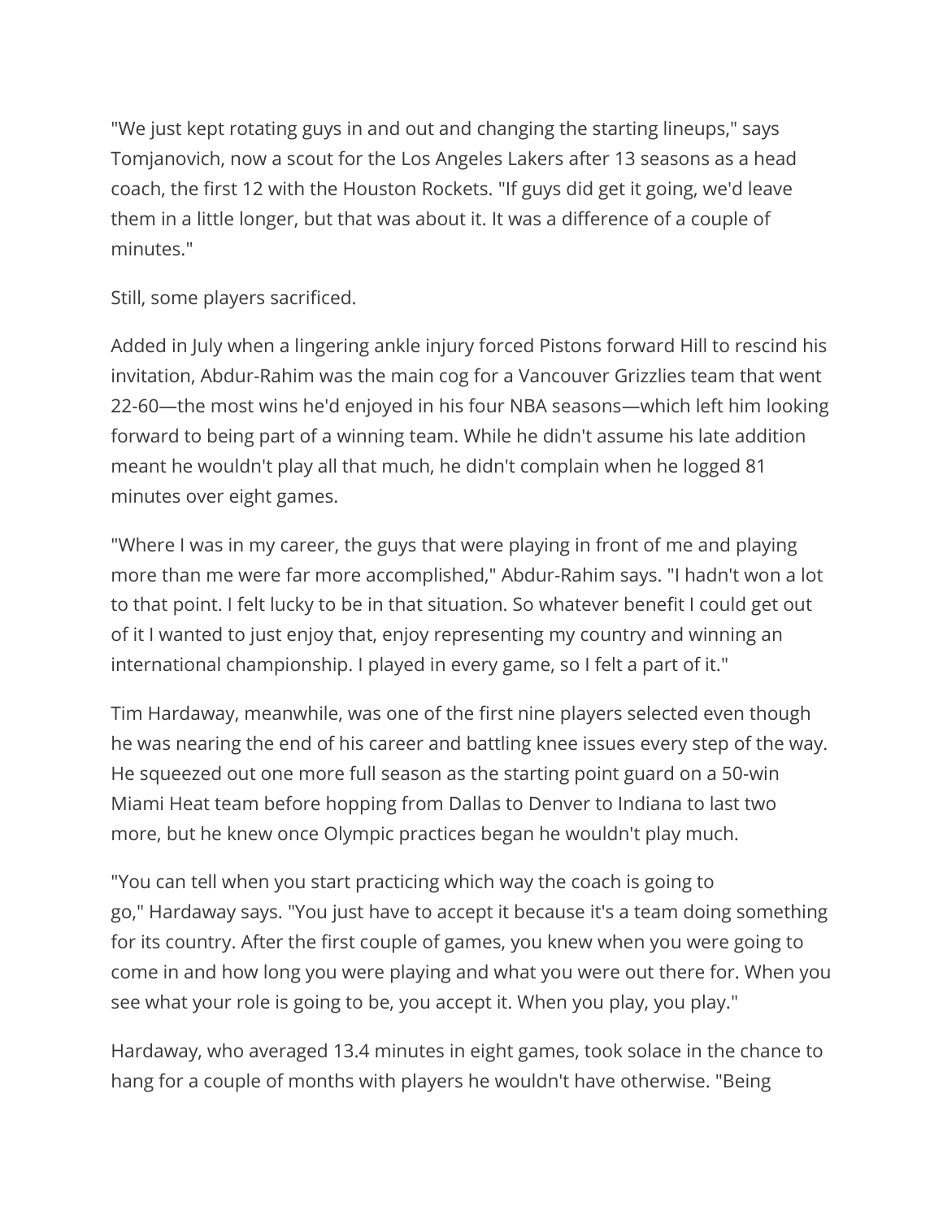"We just kept rotating guys in and out and changing the starting lineups," says Tomjanovich, now a scout for the Los Angeles Lakers after 13 seasons as a head coach, the first 12 with the Houston Rockets. "If guys did get it going, we'd leave them in a little longer, but that was about it. It was a difference of a couple of minutes."

Still, some players sacrificed.

Added in July when a lingering ankle injury forced Pistons forward Hill to rescind his invitation, Abdur-Rahim was the main cog for a Vancouver Grizzlies team that went 22-60—the most wins he'd enjoyed in his four NBA seasons—which left him looking forward to being part of a winning team. While he didn't assume his late addition meant he wouldn't play all that much, he didn't complain when he logged 81 minutes over eight games.

"Where I was in my career, the guys that were playing in front of me and playing more than me were far more accomplished," Abdur-Rahim says. "I hadn't won a lot to that point. I felt lucky to be in that situation. So whatever benefit I could get out of it I wanted to just enjoy that, enjoy representing my country and winning an international championship. I played in every game, so I felt a part of it."

Tim Hardaway, meanwhile, was one of the first nine players selected even though he was nearing the end of his career and battling knee issues every step of the way. He squeezed out one more full season as the starting point guard on a 50-win Miami Heat team before hopping from Dallas to Denver to Indiana to last two more, but he knew once Olympic practices began he wouldn't play much.

"You can tell when you start practicing which way the coach is going to go," Hardaway says. "You just have to accept it because it's a team doing something for its country. After the first couple of games, you knew when you were going to come in and how long you were playing and what you were out there for. When you see what your role is going to be, you accept it. When you play, you play."

Hardaway, who averaged 13.4 minutes in eight games, took solace in the chance to hang for a couple of months with players he wouldn't have otherwise. "Being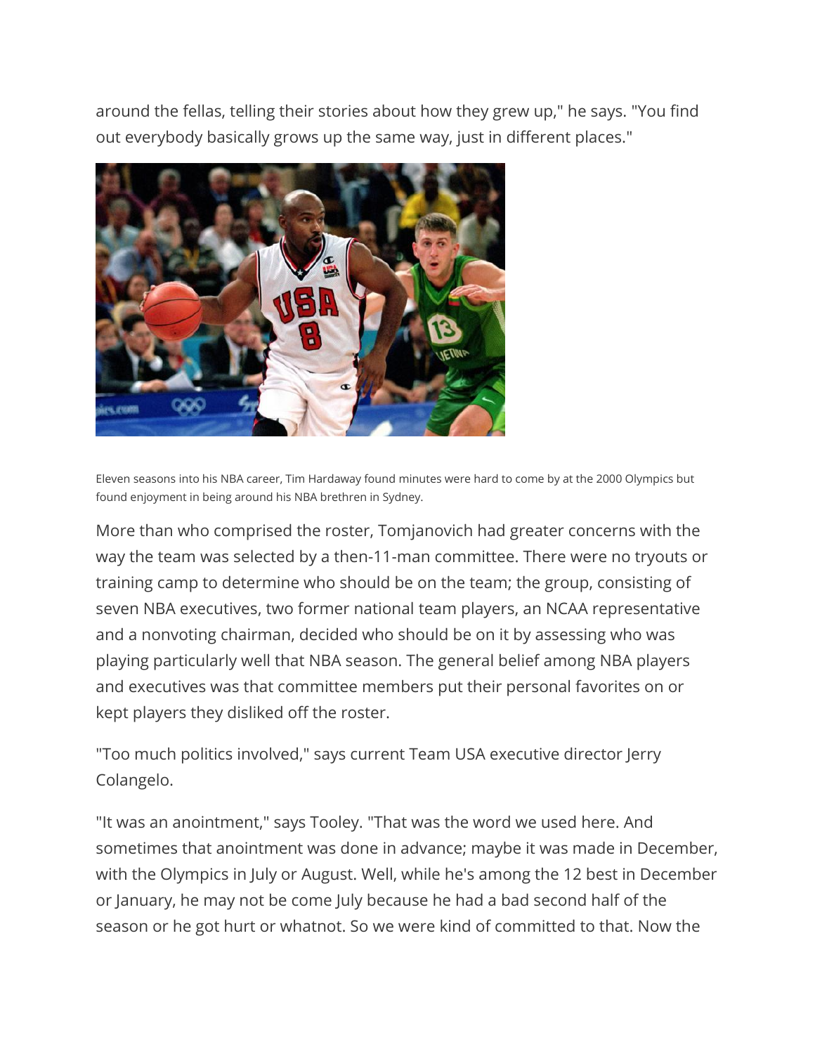around the fellas, telling their stories about how they grew up," he says. "You find out everybody basically grows up the same way, just in different places."

Eleven seasons into his NBA career, Tim Hardaway found minutes were hard to come by at the 2000 Olympics but found enjoyment in being around his NBA brethren in Sydney.

More than who comprised the roster, Tomjanovich had greater concerns with the way the team was selected by a then-11-man committee. There were no tryouts or training camp to determine who should be on the team; the group, consisting of seven NBA executives, two former national team players, an NCAA representative and a nonvoting chairman, decided who should be on it by assessing who was playing particularly well that NBA season. The general belief among NBA players and executives was that committee members put their personal favorites on or kept players they disliked off the roster.

"Too much politics involved," says current Team USA executive director Jerry Colangelo.

"It was an anointment," says Tooley. "That was the word we used here. And sometimes that anointment was done in advance; maybe it was made in December, with the Olympics in July or August. Well, while he's among the 12 best in December or January, he may not be come July because he had a bad second half of the season or he got hurt or whatnot. So we were kind of committed to that. Now the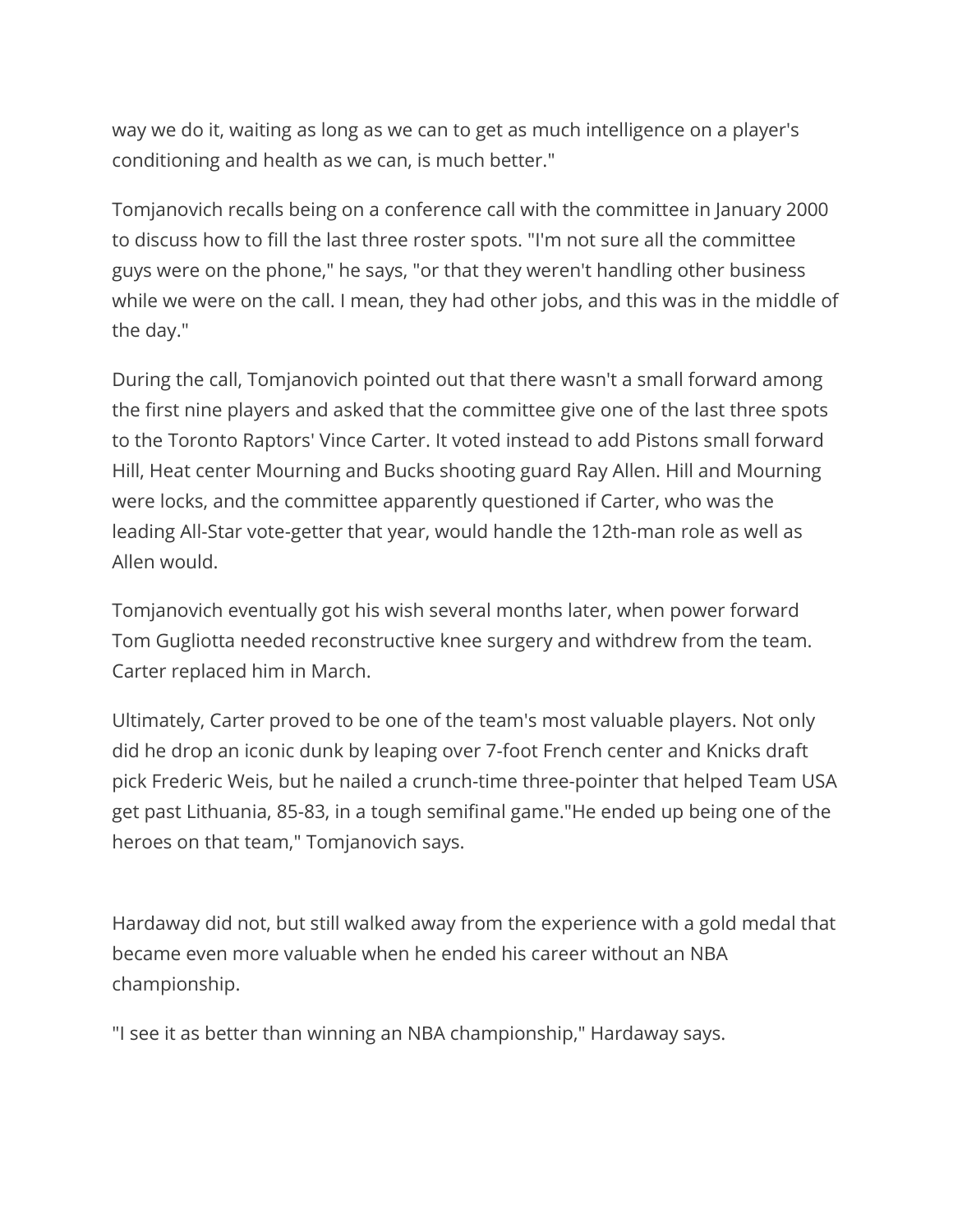way we do it, waiting as long as we can to get as much intelligence on a player's conditioning and health as we can, is much better."

Tomjanovich recalls being on a conference call with the committee in January 2000 to discuss how to fill the last three roster spots. "I'm not sure all the committee guys were on the phone," he says, "or that they weren't handling other business while we were on the call. I mean, they had other jobs, and this was in the middle of the day."

During the call, Tomjanovich pointed out that there wasn't a small forward among the first nine players and asked that the committee give one of the last three spots to the Toronto Raptors' Vince Carter. It voted instead to add Pistons small forward Hill, Heat center Mourning and Bucks shooting guard Ray Allen. Hill and Mourning were locks, and the committee apparently questioned if Carter, who was the leading All-Star vote-getter that year, would handle the 12th-man role as well as Allen would.

Tomjanovich eventually got his wish several months later, when power forward Tom Gugliotta needed reconstructive knee surgery and withdrew from the team. Carter replaced him in March.

Ultimately, Carter proved to be one of the team's most valuable players. Not only did he drop an iconic dunk by leaping over 7-foot French center and Knicks draft pick Frederic Weis, but he nailed a crunch-time three-pointer that helped Team USA get past Lithuania, 85-83, in a tough semifinal game."He ended up being one of the heroes on that team," Tomjanovich says.

Hardaway did not, but still walked away from the experience with a gold medal that became even more valuable when he ended his career without an NBA championship.

"I see it as better than winning an NBA championship," Hardaway says.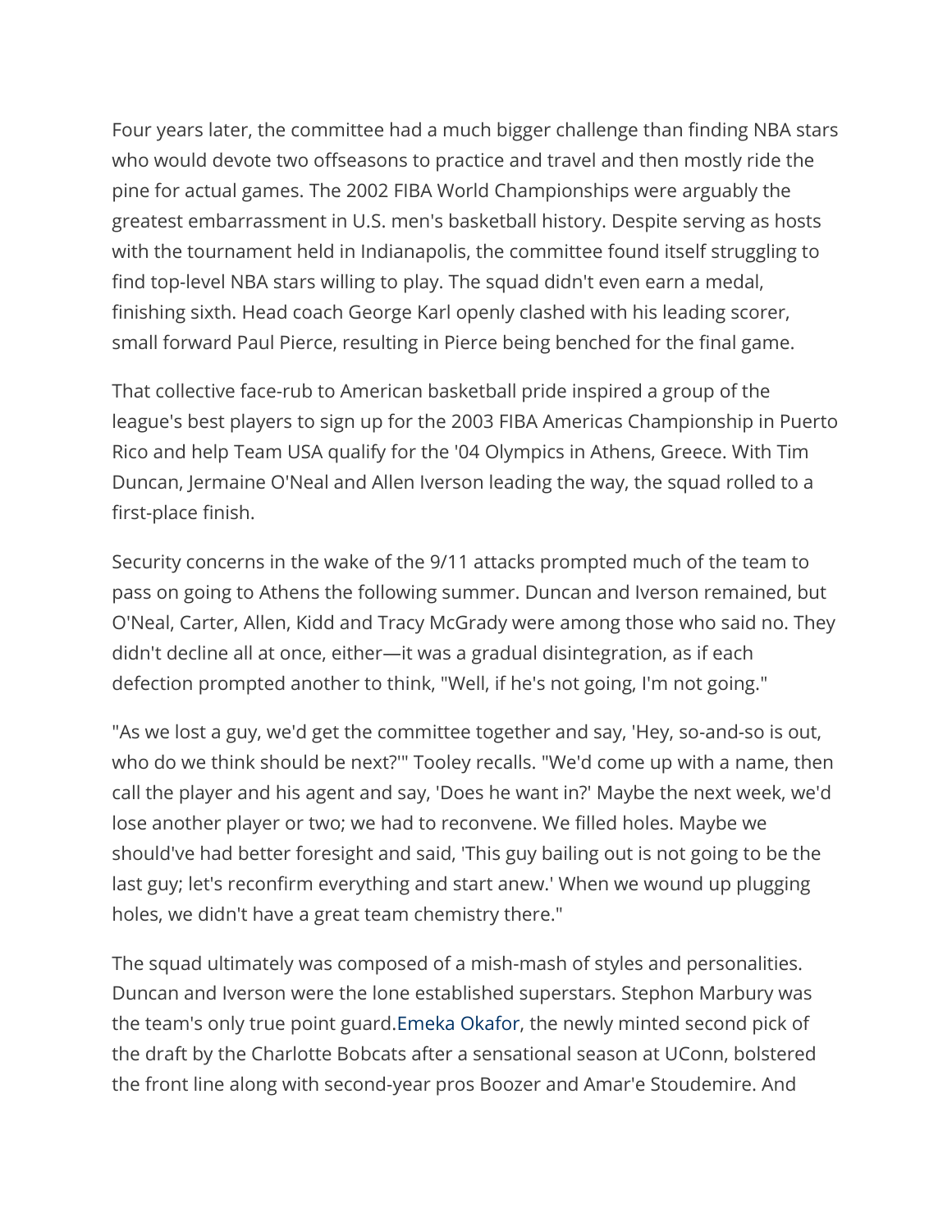Four years later, the committee had a much bigger challenge than finding NBA stars who would devote two offseasons to practice and travel and then mostly ride the pine for actual games. The 2002 FIBA World Championships were arguably the greatest embarrassment in U.S. men's basketball history. Despite serving as hosts with the tournament held in Indianapolis, the committee found itself struggling to find top-level NBA stars willing to play. The squad didn't even earn a medal, finishing sixth. Head coach George Karl openly clashed with his leading scorer, small forward Paul Pierce, resulting in Pierce being benched for the final game.

That collective face-rub to American basketball pride inspired a group of the league's best players to sign up for the 2003 FIBA Americas Championship in Puerto Rico and help Team USA qualify for the '04 Olympics in Athens, Greece. With Tim Duncan, Jermaine O'Neal and Allen Iverson leading the way, the squad rolled to a first-place finish.

Security concerns in the wake of the 9/11 attacks prompted much of the team to pass on going to Athens the following summer. Duncan and Iverson remained, but O'Neal, Carter, Allen, Kidd and Tracy McGrady were among those who said no. They didn't decline all at once, either—it was a gradual disintegration, as if each defection prompted another to think, "Well, if he's not going, I'm not going."

"As we lost a guy, we'd get the committee together and say, 'Hey, so-and-so is out, who do we think should be next?'" Tooley recalls. "We'd come up with a name, then call the player and his agent and say, 'Does he want in?' Maybe the next week, we'd lose another player or two; we had to reconvene. We filled holes. Maybe we should've had better foresight and said, 'This guy bailing out is not going to be the last guy; let's reconfirm everything and start anew.' When we wound up plugging holes, we didn't have a great team chemistry there."

The squad ultimately was composed of a mish-mash of styles and personalities. Duncan and Iverson were the lone established superstars. Stephon Marbury was the team's only true point guard.Emeka Okafor, the newly minted second pick of the draft by the Charlotte Bobcats after a sensational season at UConn, bolstered the front line along with second-year pros Boozer and Amar'e Stoudemire. And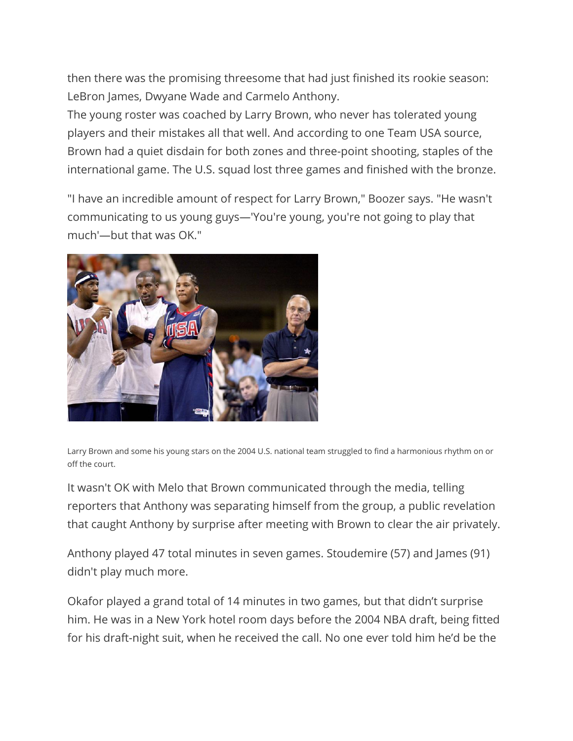then there was the promising threesome that had just finished its rookie season: LeBron James, Dwyane Wade and Carmelo Anthony.
The young roster was coached by Larry Brown, who never has tolerated young players and their mistakes all that well. And according to one Team USA source, Brown had a quiet disdain for both zones and three-point shooting, staples of the international game. The U.S. squad lost three games and finished with the bronze.

"I have an incredible amount of respect for Larry Brown," Boozer says. "He wasn't communicating to us young guys—'You're young, you're not going to play that much'—but that was OK."

Larry Brown and some his young stars on the 2004 U.S. national team struggled to find a harmonious rhythm on or off the court.

It wasn't OK with Melo that Brown communicated through the media, telling reporters that Anthony was separating himself from the group, a public revelation that caught Anthony by surprise after meeting with Brown to clear the air privately.

Anthony played 47 total minutes in seven games. Stoudemire (57) and James (91) didn't play much more.

Okafor played a grand total of 14 minutes in two games, but that didn't surprise him. He was in a New York hotel room days before the 2004 NBA draft, being fitted for his draft-night suit, when he received the call. No one ever told him he'd be the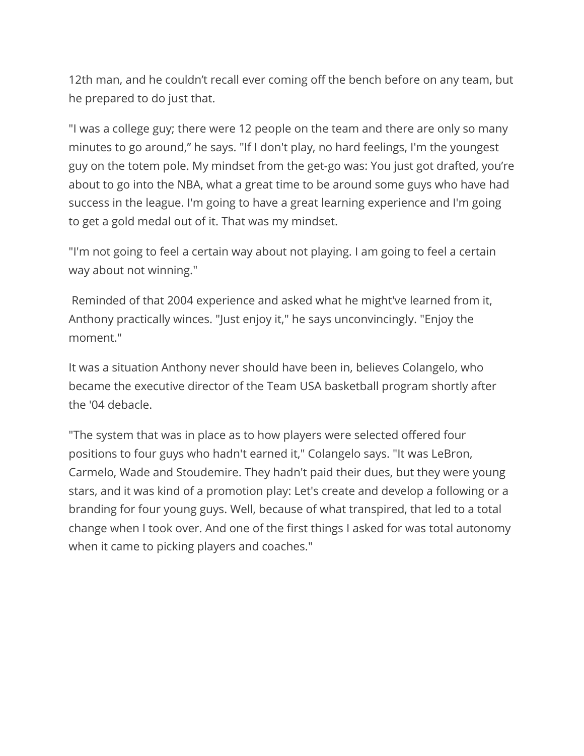12th man, and he couldn’t recall ever coming off the bench before on any team, but he prepared to do just that.

"I was a college guy; there were 12 people on the team and there are only so many minutes to go around,” he says. "If I don't play, no hard feelings, I'm the youngest guy on the totem pole. My mindset from the get-go was: You just got drafted, you’re about to go into the NBA, what a great time to be around some guys who have had success in the league. I'm going to have a great learning experience and I'm going to get a gold medal out of it. That was my mindset.

"I'm not going to feel a certain way about not playing. I am going to feel a certain way about not winning."

Reminded of that 2004 experience and asked what he might've learned from it, Anthony practically winces. "Just enjoy it," he says unconvincingly. "Enjoy the moment."

It was a situation Anthony never should have been in, believes Colangelo, who became the executive director of the Team USA basketball program shortly after the '04 debacle.

"The system that was in place as to how players were selected offered four positions to four guys who hadn't earned it," Colangelo says. "It was LeBron, Carmelo, Wade and Stoudemire. They hadn't paid their dues, but they were young stars, and it was kind of a promotion play: Let's create and develop a following or a branding for four young guys. Well, because of what transpired, that led to a total change when I took over. And one of the first things I asked for was total autonomy when it came to picking players and coaches."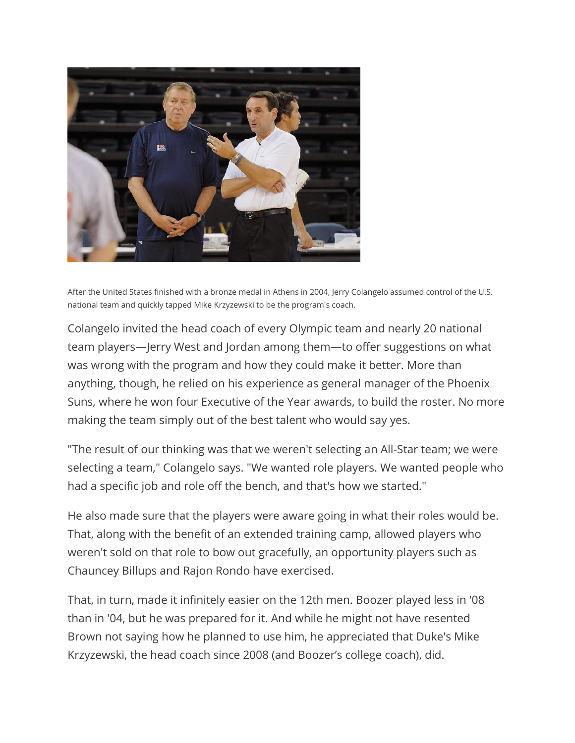After the United States finished with a bronze medal in Athens in 2004, Jerry Colangelo assumed control of the U.S. national team and quickly tapped Mike Krzyzewski to be the program's coach.

Colangelo invited the head coach of every Olympic team and nearly 20 national team players—Jerry West and Jordan among them—to offer suggestions on what was wrong with the program and how they could make it better. More than anything, though, he relied on his experience as general manager of the Phoenix Suns, where he won four Executive of the Year awards, to build the roster. No more making the team simply out of the best talent who would say yes.

"The result of our thinking was that we weren't selecting an All-Star team; we were selecting a team," Colangelo says. "We wanted role players. We wanted people who had a specific job and role off the bench, and that's how we started."

He also made sure that the players were aware going in what their roles would be. That, along with the benefit of an extended training camp, allowed players who weren't sold on that role to bow out gracefully, an opportunity players such as Chauncey Billups and Rajon Rondo have exercised.

That, in turn, made it infinitely easier on the 12th men. Boozer played less in '08 than in '04, but he was prepared for it. And while he might not have resented Brown not saying how he planned to use him, he appreciated that Duke's Mike Krzyzewski, the head coach since 2008 (and Boozer's college coach), did.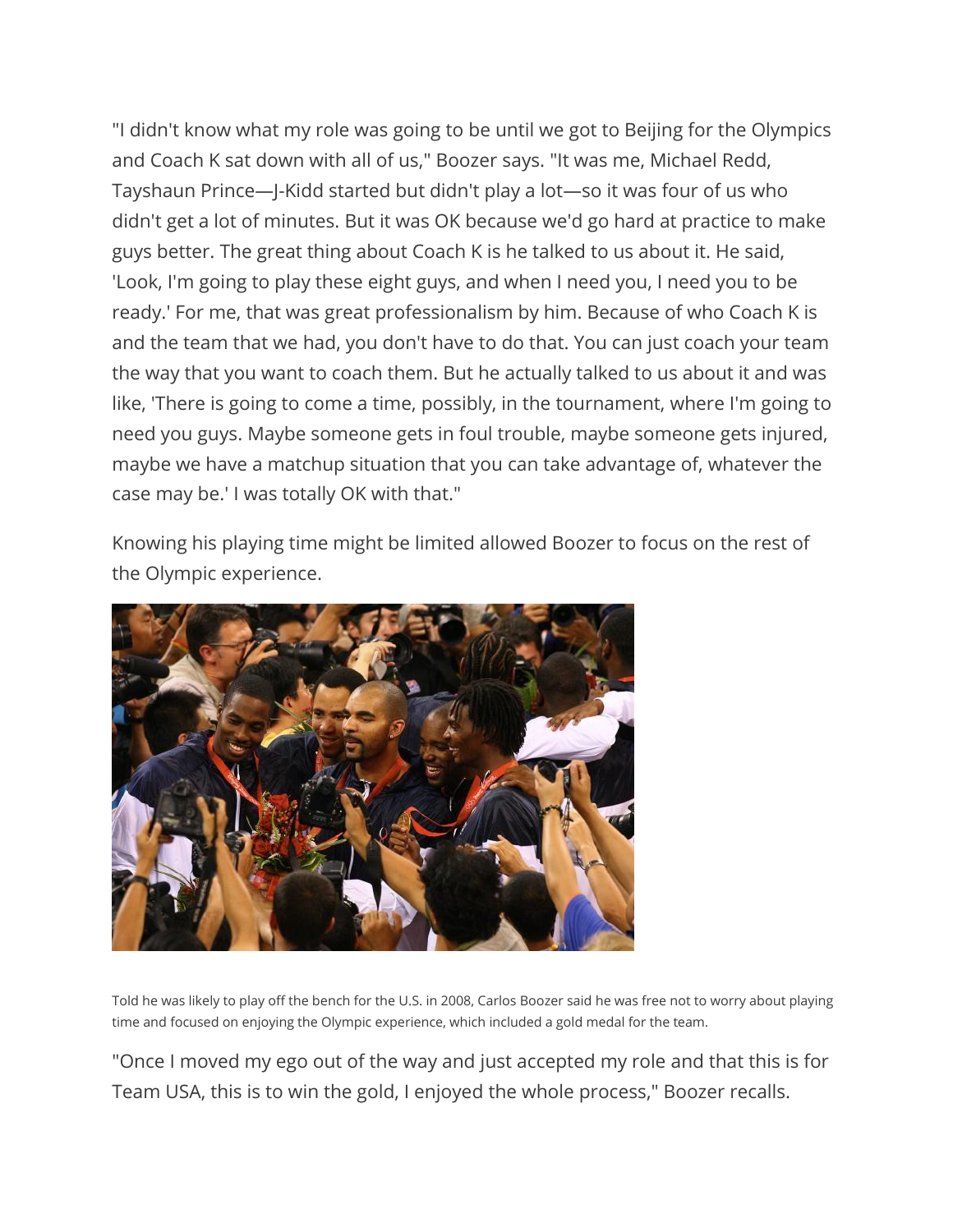"I didn't know what my role was going to be until we got to Beijing for the Olympics and Coach K sat down with all of us," Boozer says. "It was me, Michael Redd, Tayshaun Prince—J-Kidd started but didn't play a lot—so it was four of us who didn't get a lot of minutes. But it was OK because we'd go hard at practice to make guys better. The great thing about Coach K is he talked to us about it. He said, 'Look, I'm going to play these eight guys, and when I need you, I need you to be ready.' For me, that was great professionalism by him. Because of who Coach K is and the team that we had, you don't have to do that. You can just coach your team the way that you want to coach them. But he actually talked to us about it and was like, 'There is going to come a time, possibly, in the tournament, where I'm going to need you guys. Maybe someone gets in foul trouble, maybe someone gets injured, maybe we have a matchup situation that you can take advantage of, whatever the case may be.' I was totally OK with that."

Knowing his playing time might be limited allowed Boozer to focus on the rest of the Olympic experience.

Told he was likely to play off the bench for the U.S. in 2008, Carlos Boozer said he was free not to worry about playing time and focused on enjoying the Olympic experience, which included a gold medal for the team.

"Once I moved my ego out of the way and just accepted my role and that this is for Team USA, this is to win the gold, I enjoyed the whole process," Boozer recalls.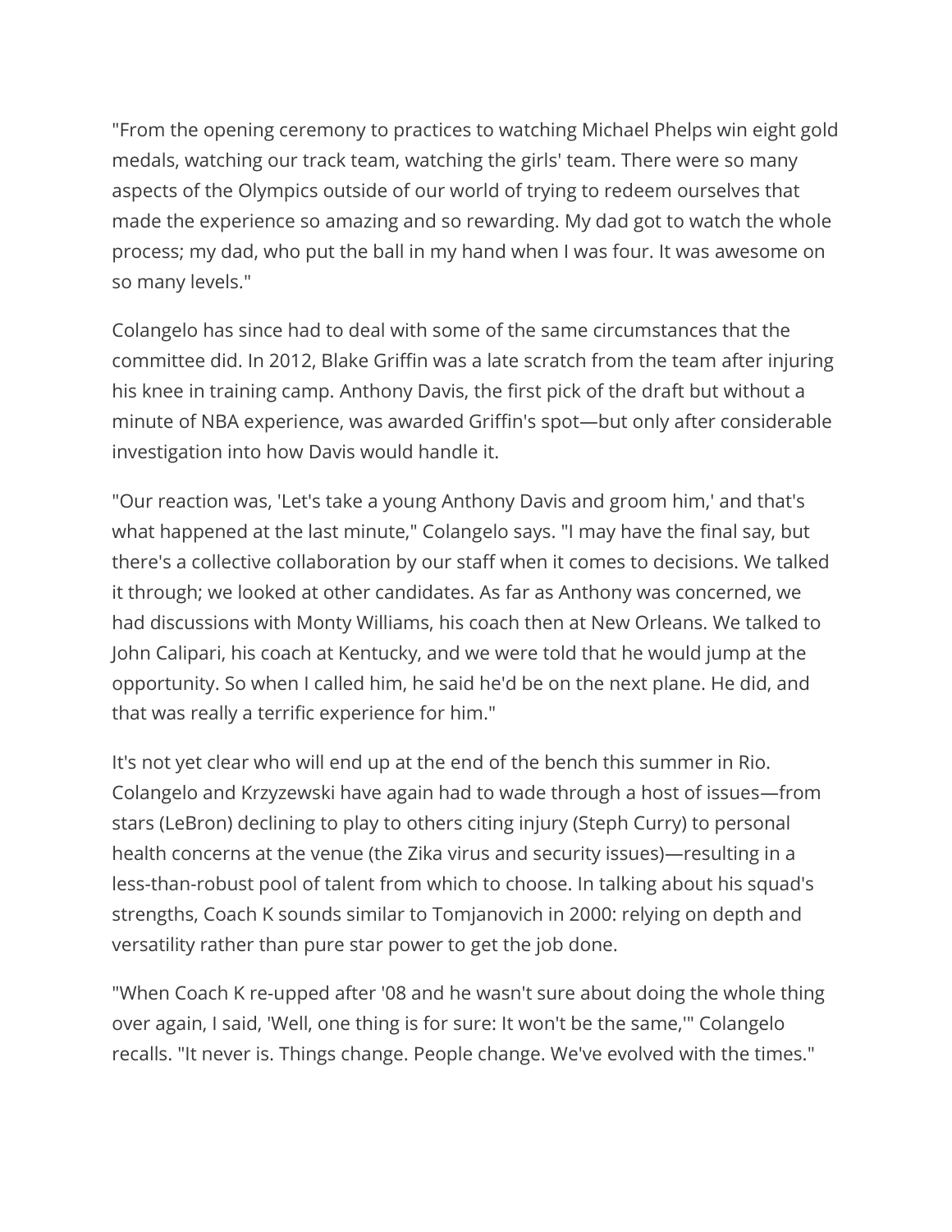"From the opening ceremony to practices to watching Michael Phelps win eight gold medals, watching our track team, watching the girls' team. There were so many aspects of the Olympics outside of our world of trying to redeem ourselves that made the experience so amazing and so rewarding. My dad got to watch the whole process; my dad, who put the ball in my hand when I was four. It was awesome on so many levels."

Colangelo has since had to deal with some of the same circumstances that the committee did. In 2012, Blake Griffin was a late scratch from the team after injuring his knee in training camp. Anthony Davis, the first pick of the draft but without a minute of NBA experience, was awarded Griffin's spot—but only after considerable investigation into how Davis would handle it.

"Our reaction was, 'Let's take a young Anthony Davis and groom him,' and that's what happened at the last minute," Colangelo says. "I may have the final say, but there's a collective collaboration by our staff when it comes to decisions. We talked it through; we looked at other candidates. As far as Anthony was concerned, we had discussions with Monty Williams, his coach then at New Orleans. We talked to John Calipari, his coach at Kentucky, and we were told that he would jump at the opportunity. So when I called him, he said he'd be on the next plane. He did, and that was really a terrific experience for him."

It's not yet clear who will end up at the end of the bench this summer in Rio. Colangelo and Krzyzewski have again had to wade through a host of issues—from stars (LeBron) declining to play to others citing injury (Steph Curry) to personal health concerns at the venue (the Zika virus and security issues)—resulting in a less-than-robust pool of talent from which to choose. In talking about his squad's strengths, Coach K sounds similar to Tomjanovich in 2000: relying on depth and versatility rather than pure star power to get the job done.

"When Coach K re-upped after '08 and he wasn't sure about doing the whole thing over again, I said, 'Well, one thing is for sure: It won't be the same,'" Colangelo recalls. "It never is. Things change. People change. We've evolved with the times."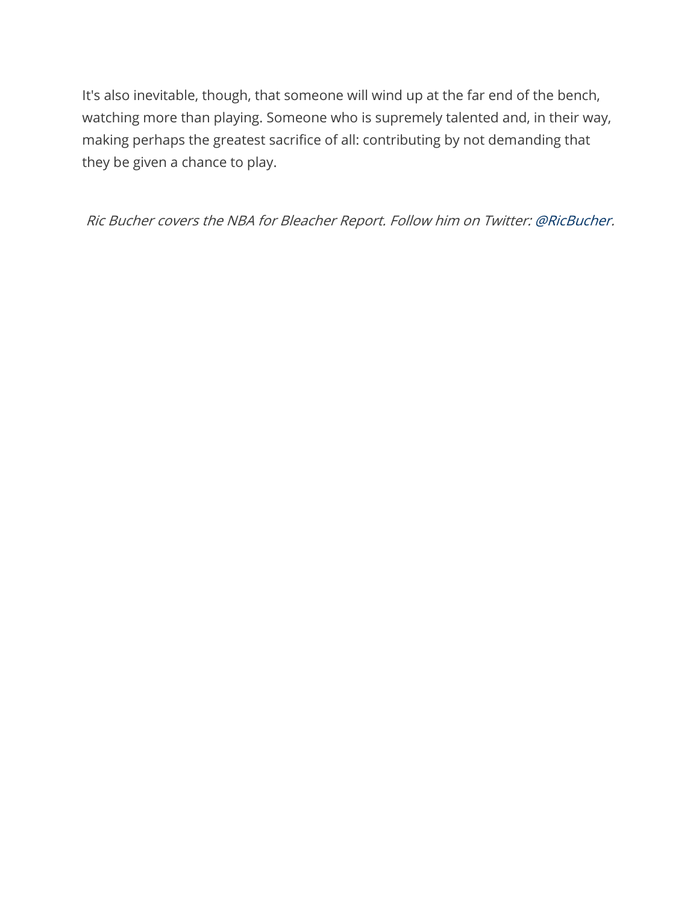It's also inevitable, though, that someone will wind up at the far end of the bench, watching more than playing. Someone who is supremely talented and, in their way, making perhaps the greatest sacrifice of all: contributing by not demanding that they be given a chance to play.

*Ric Bucher covers the NBA for Bleacher Report. Follow him on Twitter: @RicBucher.*